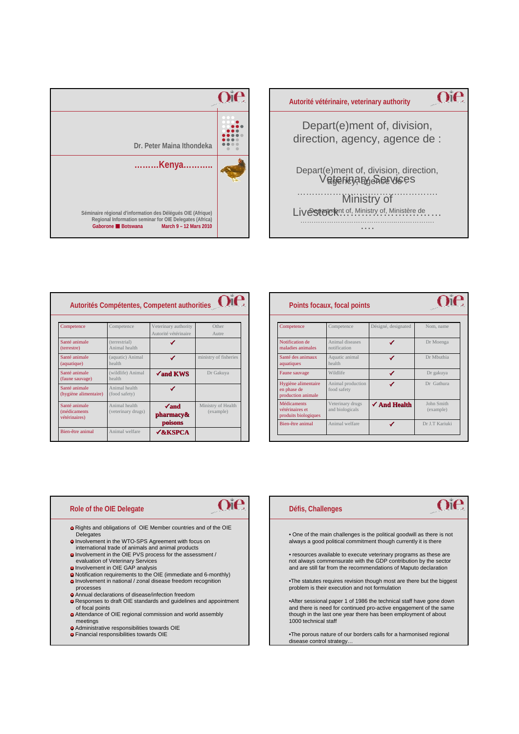Dr. Peter Maina Ithondeka

## .........Kenya...........

Séminaire régional d'information des Délégués OIE (Afrique)
Regional Information seminar for OIE Delegates (Africa)
Gaborone ■ Botswana    March 9 – 12 Mars 2010

## Autorité vétérinaire, veterinary authority

Depart(e)ment of, division, direction, agency, agence de :

Depart(e)ment of, division, direction, agency, agence de :
Veterinary Services
..........................................
Ministry of
Livestock.......................................
Depart(e)ment of, Ministry of, Ministère de
........................................................................
....

## Autorités Compétentes, Competent authorities

| Competence | Competence | Veterinary authority Autorité vétérinaire | Other Autre |
|---|---|---|---|
| Santé animale (terrestre) | (terrestrial) Animal health | ✓ | |
| Santé animale (aquatique) | (aquatic) Animal health | ✓ | ministry of fisheries |
| Santé animale (faune sauvage) | (wildlife) Animal health | **✓and KWS** | Dr Gakuya |
| Santé animale (hygiène alimentaire) | Animal health (food safety) | ✓ | |
| Santé animale (médicaments vétérinaires) | Animal health (veterinary drugs) | **✓and pharmacy& poisons** | Ministry of Health (example) |
| Bien-être animal | Animal welfare | **✓&KSPCA** | |

## Points focaux, focal points

| Competence | Competence | Désigné, designated | Nom, name |
|---|---|---|---|
| Notification de maladies animales | Animal diseases notification | ✓ | Dr Moenga |
| Santé des animaux aquatiques | Aquatic animal health | ✓ | Dr Mbuthia |
| Faune sauvage | Wildlife | ✓ | Dr gakuya |
| Hygiène alimentaire en phase de production animale | Animal production food safety | ✓ | Dr Gathura |
| Médicaments vétérinaires et produits biologiques | Veterinary drugs and biologicals | **✓ And Health** | John Smith (example) |
| Bien-être animal | Animal welfare | ✓ | Dr J.T Kariuki |

## Role of the OIE Delegate

- Rights and obligations of OIE Member countries and of the OIE Delegates
- Involvement in the WTO-SPS Agreement with focus on international trade of animals and animal products
- Involvement in the OIE PVS process for the assessment / evaluation of Veterinary Services
- Involvement in OIE GAP analysis
- Notification requirements to the OIE (immediate and 6-monthly)
- Involvement in national / zonal disease freedom recognition processes
- Annual declarations of disease/infection freedom
- Responses to draft OIE standards and guidelines and appointment of focal points
- Attendance of OIE regional commission and world assembly meetings
- Administrative responsibilities towards OIE
- Financial responsibilities towards OIE

## Défis, Challenges

• One of the main challenges is the political goodwill as there is not always a good political commitment though currently it is there

• resources available to execute veterinary programs as these are not always commensurate with the GDP contribution by the sector and are still far from the recommendations of Maputo declaration

•The statutes requires revision though most are there but the biggest problem is their execution and not formulation

•After sessional paper 1 of 1986 the technical staff have gone down and there is need for continued pro-active engagement of the same though in the last one year there has been employment of about 1000 technical staff

•The porous nature of our borders calls for a harmonised regional disease control strategy…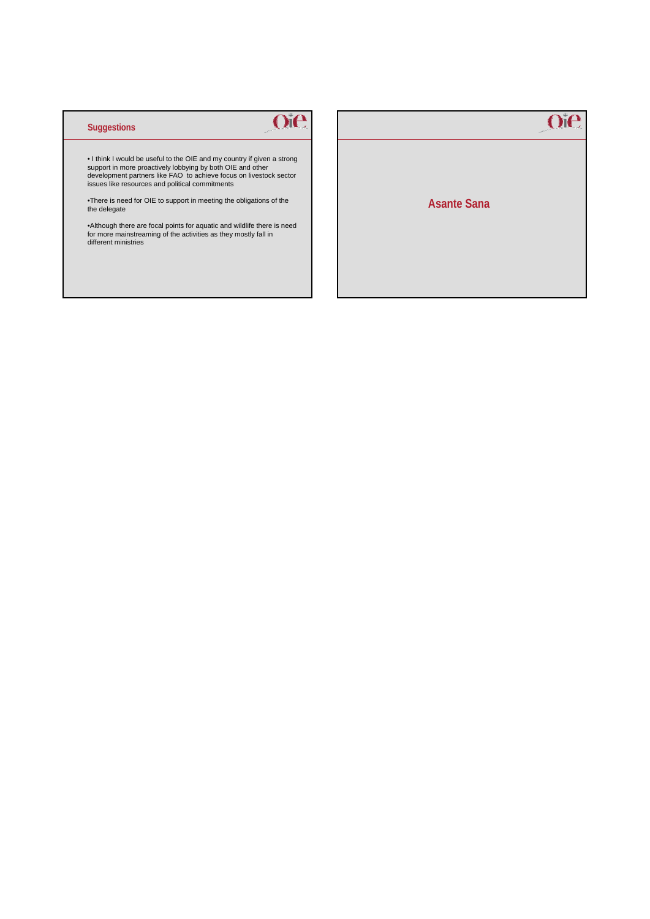## Suggestions

- I think I would be useful to the OIE and my country if given a strong support in more proactively lobbying by both OIE and other development partners like FAO  to achieve focus on livestock sector issues like resources and political commitments
- There is need for OIE to support in meeting the obligations of the the delegate
- Although there are focal points for aquatic and wildlife there is need for more mainstreaming of the activities as they mostly fall in different ministries

## Asante Sana